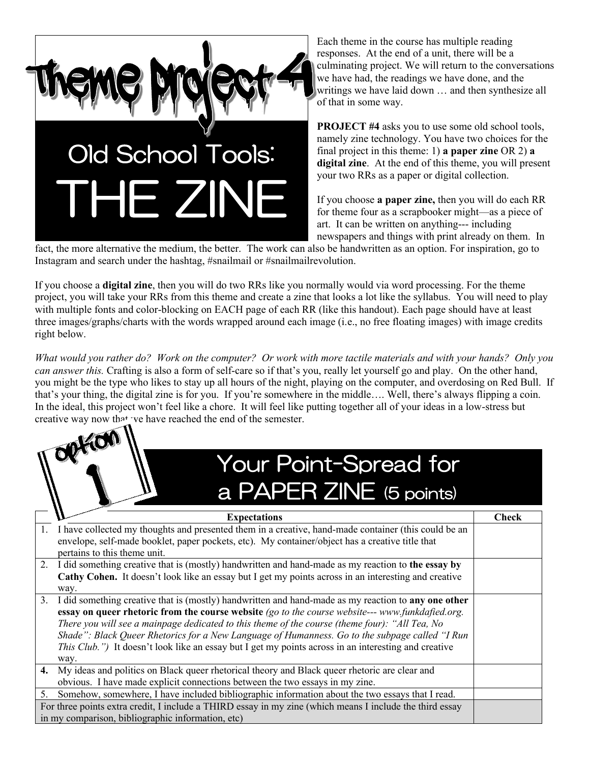# Theme Project 4

## Old School Tools: THE ZINE

Each theme in the course has multiple reading responses. At the end of a unit, there will be a culminating project. We will return to the conversations we have had, the readings we have done, and the writings we have laid down … and then synthesize all of that in some way.

**PROJECT #4** asks you to use some old school tools, namely zine technology. You have two choices for the final project in this theme: 1) **a paper zine** OR 2) **a digital zine**. At the end of this theme, you will present your two RRs as a paper or digital collection.

If you choose **a paper zine,** then you will do each RR for theme four as a scrapbooker might—as a piece of art. It can be written on anything--- including newspapers and things with print already on them. In fact, the more alternative the medium, the better. The work can also be handwritten as an option. For inspiration, go to Instagram and search under the hashtag, #snailmail or #snailmailrevolution.

If you choose a **digital zine**, then you will do two RRs like you normally would via word processing. For the theme project, you will take your RRs from this theme and create a zine that looks a lot like the syllabus. You will need to play with multiple fonts and color-blocking on EACH page of each RR (like this handout). Each page should have at least three images/graphs/charts with the words wrapped around each image (i.e., no free floating images) with image credits right below.

*What would you rather do? Work on the computer? Or work with more tactile materials and with your hands? Only you can answer this.* Crafting is also a form of self-care so if that's you, really let yourself go and play. On the other hand, you might be the type who likes to stay up all hours of the night, playing on the computer, and overdosing on Red Bull. If that's your thing, the digital zine is for you. If you're somewhere in the middle…. Well, there's always flipping a coin. In the ideal, this project won't feel like a chore. It will feel like putting together all of your ideas in a low-stress but creative way now that we have reached the end of the semester.

## Option 1: Your Point-Spread for a PAPER ZINE (5 points)

| Expectations | Check |
|---|---|
| 1. I have collected my thoughts and presented them in a creative, hand-made container (this could be an envelope, self-made booklet, paper pockets, etc). My container/object has a creative title that pertains to this theme unit. | |
| 2. I did something creative that is (mostly) handwritten and hand-made as my reaction to **the essay by Cathy Cohen.** It doesn't look like an essay but I get my points across in an interesting and creative way. | |
| 3. I did something creative that is (mostly) handwritten and hand-made as my reaction to **any one other essay on queer rhetoric from the course website** *(go to the course website--- www.funkdafied.org. There you will see a mainpage dedicated to this theme of the course (theme four): "All Tea, No Shade": Black Queer Rhetorics for a New Language of Humanness. Go to the subpage called "I Run This Club.")* It doesn't look like an essay but I get my points across in an interesting and creative way. | |
| **4.** My ideas and politics on Black queer rhetorical theory and Black queer rhetoric are clear and obvious. I have made explicit connections between the two essays in my zine. | |
| 5. Somehow, somewhere, I have included bibliographic information about the two essays that I read. | |
| For three points extra credit, I include a THIRD essay in my zine (which means I include the third essay in my comparison, bibliographic information, etc) | |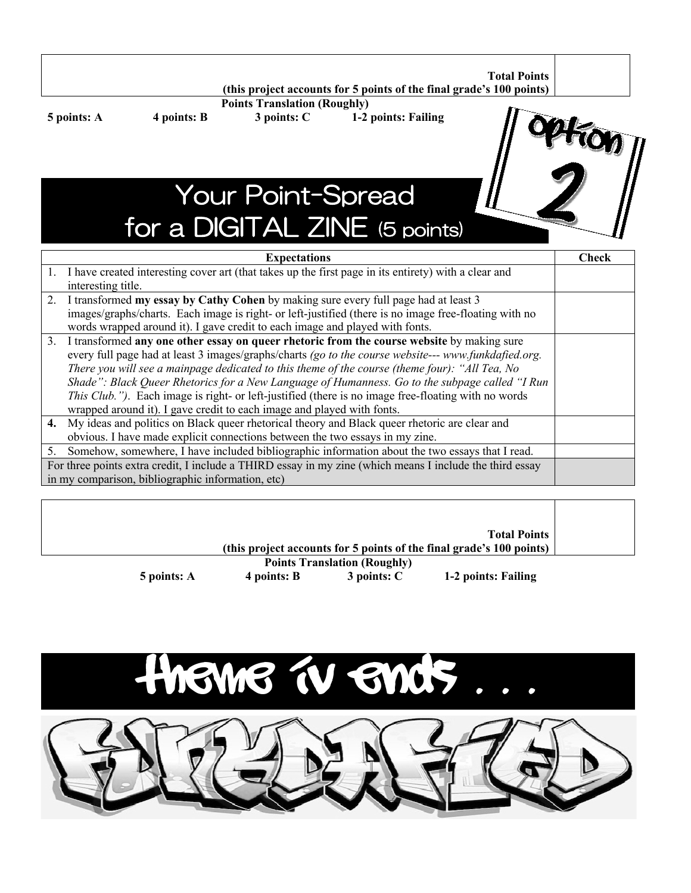| | |
|---|---|
| **Total Points** **(this project accounts for 5 points of the final grade's 100 points)** | |

**Points Translation (Roughly)**

**5 points: A** **4 points: B** **3 points: C** **1-2 points: Failing**

option 2

# Your Point-Spread for a DIGITAL ZINE (5 points)

| Expectations | Check |
|---|---|
| 1. I have created interesting cover art (that takes up the first page in its entirety) with a clear and interesting title. | |
| 2. I transformed **my essay by Cathy Cohen** by making sure every full page had at least 3 images/graphs/charts. Each image is right- or left-justified (there is no image free-floating with no words wrapped around it). I gave credit to each image and played with fonts. | |
| 3. I transformed **any one other essay on queer rhetoric from the course website** by making sure every full page had at least 3 images/graphs/charts *(go to the course website--- www.funkdafied.org. There you will see a mainpage dedicated to this theme of the course (theme four): "All Tea, No Shade": Black Queer Rhetorics for a New Language of Humanness. Go to the subpage called "I Run This Club.")*. Each image is right- or left-justified (there is no image free-floating with no words wrapped around it). I gave credit to each image and played with fonts. | |
| **4.** My ideas and politics on Black queer rhetorical theory and Black queer rhetoric are clear and obvious. I have made explicit connections between the two essays in my zine. | |
| 5. Somehow, somewhere, I have included bibliographic information about the two essays that I read. | |
| For three points extra credit, I include a THIRD essay in my zine (which means I include the third essay in my comparison, bibliographic information, etc) | |

| | |
|---|---|
| **Total Points** **(this project accounts for 5 points of the final grade's 100 points)** | |

**Points Translation (Roughly)**

**5 points: A** **4 points: B** **3 points: C** **1-2 points: Failing**

# theme iv ends . . .

FUNKDAFIED